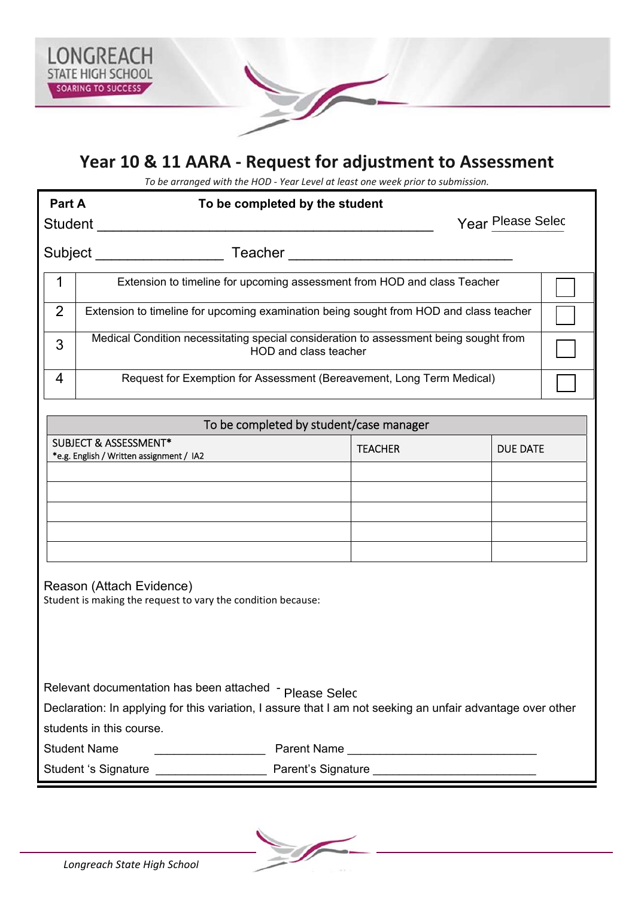LONGREACH
STATE HIGH SCHOOL
SOARING TO SUCCESS

# Year 10 & 11 AARA - Request for adjustment to Assessment

*To be arranged with the HOD - Year Level at least one week prior to submission.*

**Part A** **To be completed by the student**

Student _____________________________________________ Year Please Selec

Subject ________________ Teacher _____________________________

| | | |
|---|---|---|
| 1 | Extension to timeline for upcoming assessment from HOD and class Teacher | ☐ |
| 2 | Extension to timeline for upcoming examination being sought from HOD and class teacher | ☐ |
| 3 | Medical Condition necessitating special consideration to assessment being sought from HOD and class teacher | ☐ |
| 4 | Request for Exemption for Assessment (Bereavement, Long Term Medical) | ☐ |

| To be completed by student/case manager | | |
|---|---|---|
| SUBJECT & ASSESSMENT* *e.g. English / Written assignment / IA2 | TEACHER | DUE DATE |
| | | |
| | | |
| | | |
| | | |
| | | |

Reason (Attach Evidence)

Student is making the request to vary the condition because:

Relevant documentation has been attached - Please Selec

Declaration: In applying for this variation, I assure that I am not seeking an unfair advantage over other students in this course.

Student Name _________________ Parent Name _____________________________

Student 's Signature _________________ Parent's Signature _________________________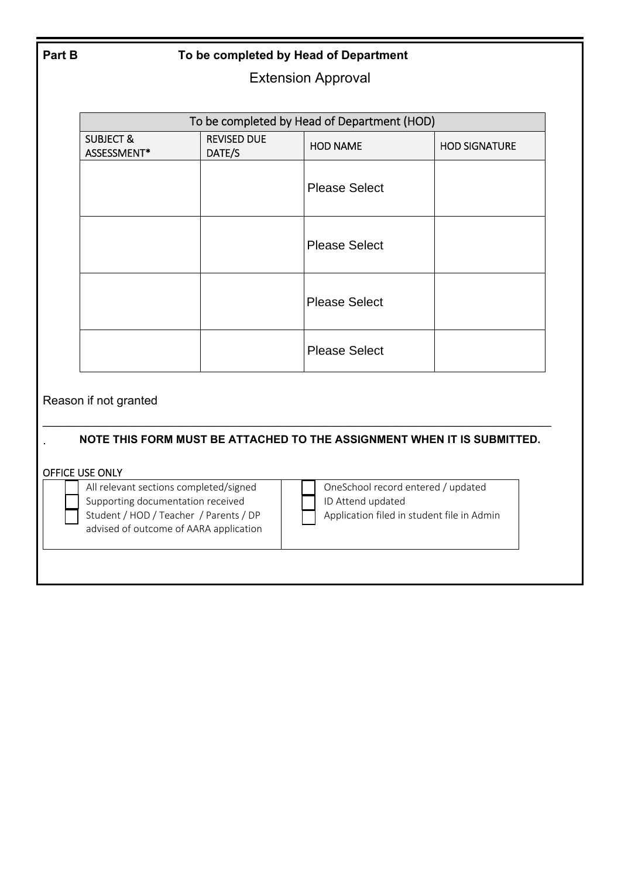**Part B** **To be completed by Head of Department**

## Extension Approval

| To be completed by Head of Department (HOD) | | | |
|---|---|---|---|
| SUBJECT & ASSESSMENT* | REVISED DUE DATE/S | HOD NAME | HOD SIGNATURE |
| | | Please Select | |
| | | Please Select | |
| | | Please Select | |
| | | Please Select | |

Reason if not granted

______________________________________________________________________________

. **NOTE THIS FORM MUST BE ATTACHED TO THE ASSIGNMENT WHEN IT IS SUBMITTED.**

OFFICE USE ONLY

- ☐ All relevant sections completed/signed
- ☐ Supporting documentation received
- ☐ Student / HOD / Teacher / Parents / DP advised of outcome of AARA application
- ☐ OneSchool record entered / updated
- ☐ ID Attend updated
- ☐ Application filed in student file in Admin